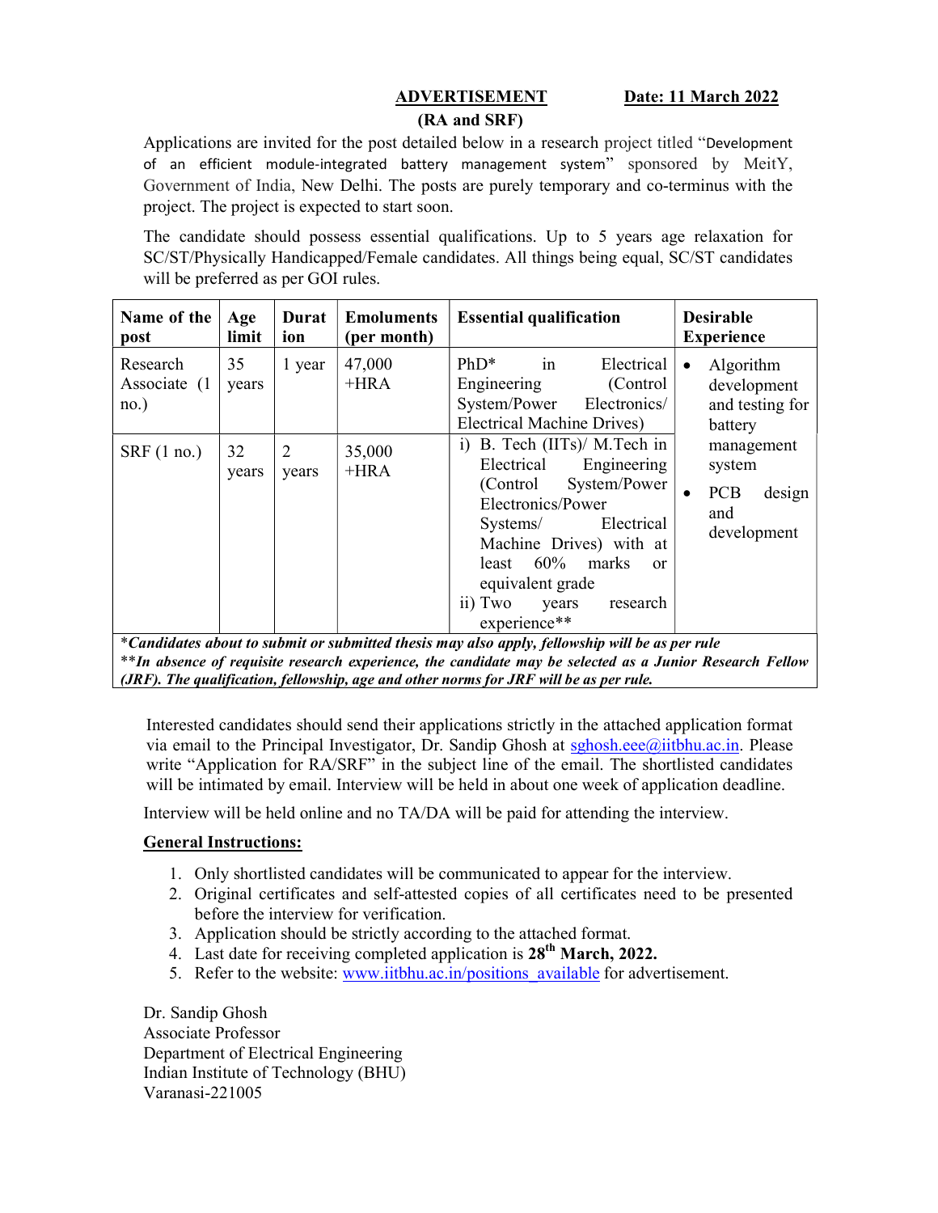**ADVERTISEMENT** **Date: 11 March 2022**

**(RA and SRF)**

Applications are invited for the post detailed below in a research project titled "Development of an efficient module-integrated battery management system" sponsored by MeitY, Government of India, New Delhi. The posts are purely temporary and co-terminus with the project. The project is expected to start soon.

The candidate should possess essential qualifications. Up to 5 years age relaxation for SC/ST/Physically Handicapped/Female candidates. All things being equal, SC/ST candidates will be preferred as per GOI rules.

| Name of the post | Age limit | Duration | Emoluments (per month) | Essential qualification | Desirable Experience |
|---|---|---|---|---|---|
| Research Associate (1 no.) | 35 years | 1 year | 47,000 +HRA | PhD* in Electrical Engineering (Control System/Power Electronics/ Electrical Machine Drives) | • Algorithm development and testing for battery management system<br>• PCB design and development |
| SRF (1 no.) | 32 years | 2 years | 35,000 +HRA | i) B. Tech (IITs)/ M.Tech in Electrical Engineering (Control System/Power Electronics/Power Systems/ Electrical Machine Drives) with at least 60% marks or equivalent grade<br>ii) Two years research experience** | |

*\*Candidates about to submit or submitted thesis may also apply, fellowship will be as per rule*

*\*\*In absence of requisite research experience, the candidate may be selected as a Junior Research Fellow (JRF). The qualification, fellowship, age and other norms for JRF will be as per rule.*

Interested candidates should send their applications strictly in the attached application format via email to the Principal Investigator, Dr. Sandip Ghosh at sghosh.eee@iitbhu.ac.in. Please write "Application for RA/SRF" in the subject line of the email. The shortlisted candidates will be intimated by email. Interview will be held in about one week of application deadline.

Interview will be held online and no TA/DA will be paid for attending the interview.

**General Instructions:**

1. Only shortlisted candidates will be communicated to appear for the interview.
2. Original certificates and self-attested copies of all certificates need to be presented before the interview for verification.
3. Application should be strictly according to the attached format.
4. Last date for receiving completed application is **28th March, 2022.**
5. Refer to the website: www.iitbhu.ac.in/positions_available for advertisement.

Dr. Sandip Ghosh
Associate Professor
Department of Electrical Engineering
Indian Institute of Technology (BHU)
Varanasi-221005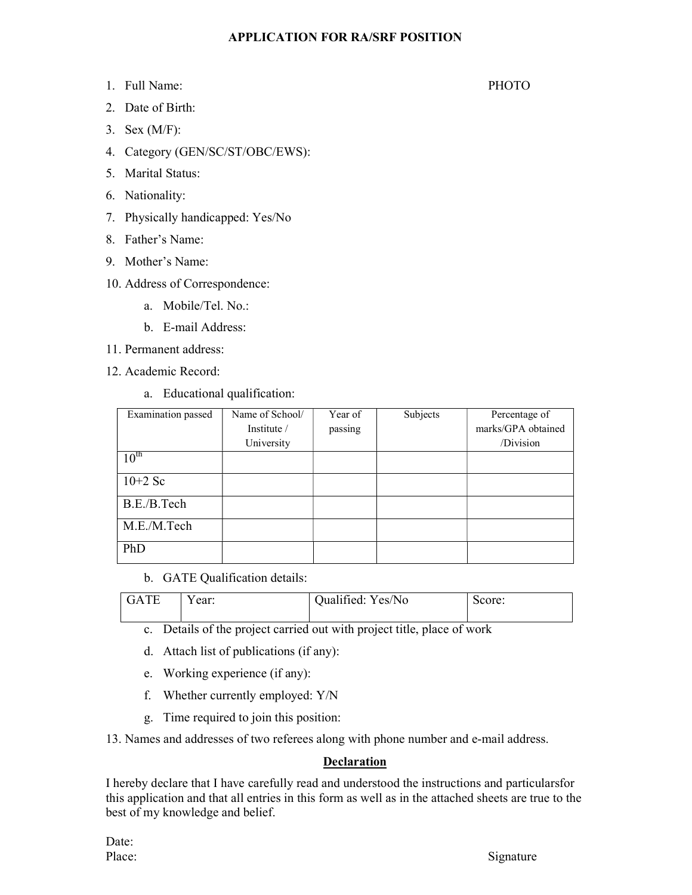# APPLICATION FOR RA/SRF POSITION

PHOTO

1. Full Name:
2. Date of Birth:
3. Sex (M/F):
4. Category (GEN/SC/ST/OBC/EWS):
5. Marital Status:
6. Nationality:
7. Physically handicapped: Yes/No
8. Father's Name:
9. Mother's Name:
10. Address of Correspondence:
    a. Mobile/Tel. No.:
    b. E-mail Address:
11. Permanent address:
12. Academic Record:
    a. Educational qualification:

| Examination passed | Name of School/ Institute / University | Year of passing | Subjects | Percentage of marks/GPA obtained /Division |
| --- | --- | --- | --- | --- |
| $10^{th}$ | | | | |
| 10+2 Sc | | | | |
| B.E./B.Tech | | | | |
| M.E./M.Tech | | | | |
| PhD | | | | |

b. GATE Qualification details:

| | | | |
| --- | --- | --- | --- |
| GATE | Year: | Qualified: Yes/No | Score: |

c. Details of the project carried out with project title, place of work
d. Attach list of publications (if any):
e. Working experience (if any):
f. Whether currently employed: Y/N
g. Time required to join this position:

13. Names and addresses of two referees along with phone number and e-mail address.

**Declaration**

I hereby declare that I have carefully read and understood the instructions and particularsfor this application and that all entries in this form as well as in the attached sheets are true to the best of my knowledge and belief.

Date:

Place:

Signature